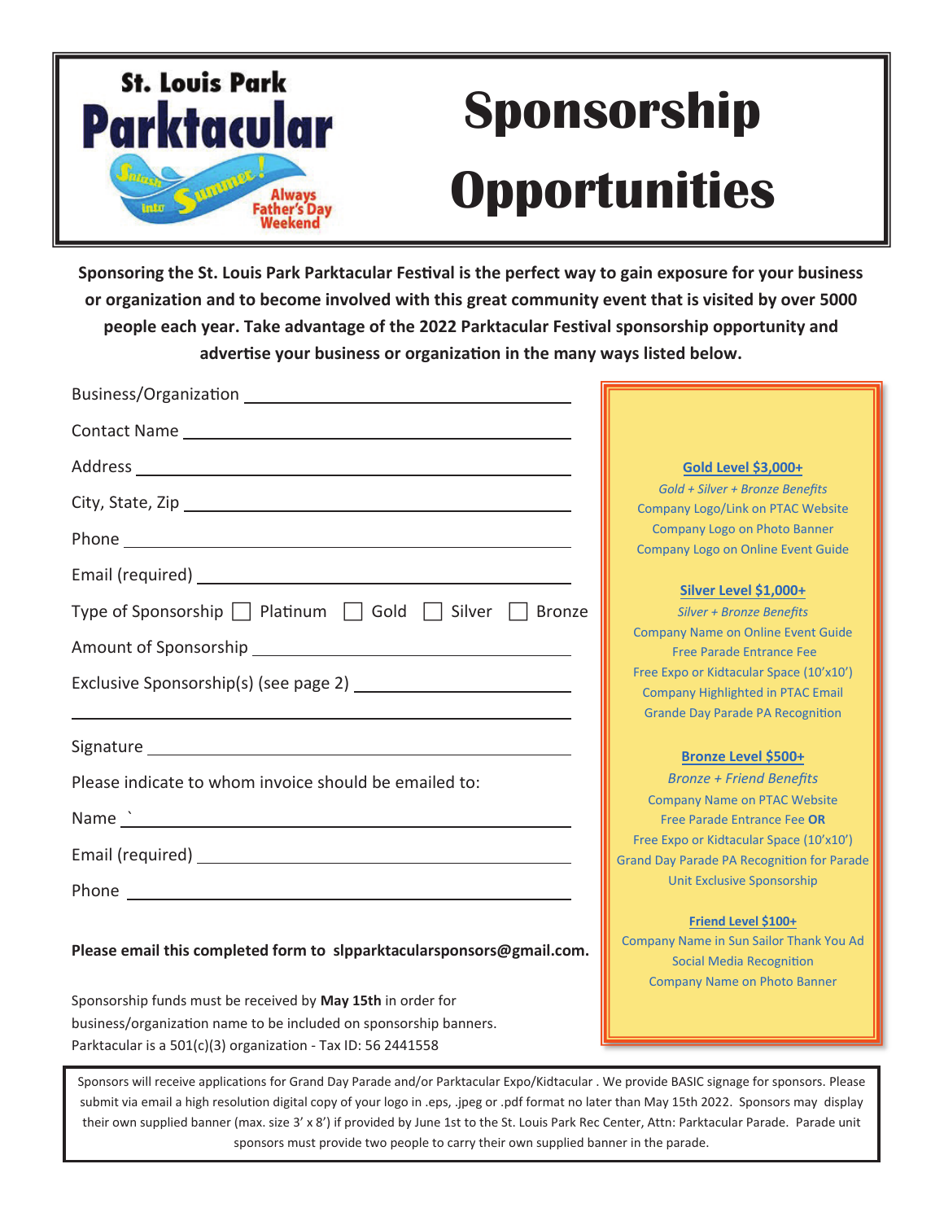St. Louis Park **Parktacular**

Splash into Summer! Always Father's Day Weekend

# Sponsorship Opportunities

**Sponsoring the St. Louis Park Parktacular Festival is the perfect way to gain exposure for your business or organization and to become involved with this great community event that is visited by over 5000 people each year. Take advantage of the 2022 Parktacular Festival sponsorship opportunity and advertise your business or organization in the many ways listed below.**

Business/Organization ______________________

Contact Name ______________________

Address ______________________

City, State, Zip ______________________

Phone ______________________

Email (required) ______________________

Type of Sponsorship ☐ Platinum ☐ Gold ☐ Silver ☐ Bronze

Amount of Sponsorship ______________________

Exclusive Sponsorship(s) (see page 2) ______________________

______________________

Signature ______________________

Please indicate to whom invoice should be emailed to:

Name ______________________

Email (required) ______________________

Phone ______________________

**Please email this completed form to slpparktacularsponsors@gmail.com.**

Sponsorship funds must be received by **May 15th** in order for business/organization name to be included on sponsorship banners.
Parktacular is a 501(c)(3) organization - Tax ID: 56 2441558

**Gold Level $3,000+**
*Gold + Silver + Bronze Benefits*
Company Logo/Link on PTAC Website
Company Logo on Photo Banner
Company Logo on Online Event Guide

**Silver Level $1,000+**
*Silver + Bronze Benefits*
Company Name on Online Event Guide
Free Parade Entrance Fee
Free Expo or Kidtacular Space (10'x10')
Company Highlighted in PTAC Email
Grande Day Parade PA Recognition

**Bronze Level $500+**
*Bronze + Friend Benefits*
Company Name on PTAC Website
Free Parade Entrance Fee **OR**
Free Expo or Kidtacular Space (10'x10')
Grand Day Parade PA Recognition for Parade Unit Exclusive Sponsorship

**Friend Level $100+**
Company Name in Sun Sailor Thank You Ad
Social Media Recognition
Company Name on Photo Banner

Sponsors will receive applications for Grand Day Parade and/or Parktacular Expo/Kidtacular . We provide BASIC signage for sponsors. Please submit via email a high resolution digital copy of your logo in .eps, .jpeg or .pdf format no later than May 15th 2022. Sponsors may display their own supplied banner (max. size 3' x 8') if provided by June 1st to the St. Louis Park Rec Center, Attn: Parktacular Parade. Parade unit sponsors must provide two people to carry their own supplied banner in the parade.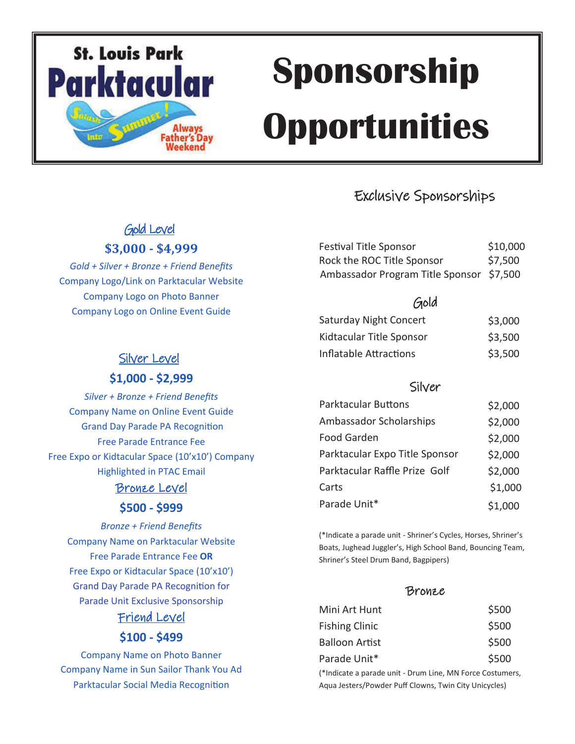St. Louis Park Parktacular
Splash into Summer!
Always Father's Day Weekend

# Sponsorship Opportunities

## Gold Level

**$3,000 - $4,999**

*Gold + Silver + Bronze + Friend Benefits*

Company Logo/Link on Parktacular Website

Company Logo on Photo Banner

Company Logo on Online Event Guide

## Silver Level

**$1,000 - $2,999**

*Silver + Bronze + Friend Benefits*

Company Name on Online Event Guide

Grand Day Parade PA Recognition

Free Parade Entrance Fee

Free Expo or Kidtacular Space (10'x10') Company Highlighted in PTAC Email

## Bronze Level

**$500 - $999**

*Bronze + Friend Benefits*

Company Name on Parktacular Website

Free Parade Entrance Fee **OR**

Free Expo or Kidtacular Space (10'x10')

Grand Day Parade PA Recognition for Parade Unit Exclusive Sponsorship

## Friend Level

**$100 - $499**

Company Name on Photo Banner

Company Name in Sun Sailor Thank You Ad

Parktacular Social Media Recognition

## Exclusive Sponsorships

| | |
|---|---|
| Festival Title Sponsor | $10,000 |
| Rock the ROC Title Sponsor | $7,500 |
| Ambassador Program Title Sponsor | $7,500 |

### Gold

| | |
|---|---|
| Saturday Night Concert | $3,000 |
| Kidtacular Title Sponsor | $3,500 |
| Inflatable Attractions | $3,500 |

### Silver

| | |
|---|---|
| Parktacular Buttons | $2,000 |
| Ambassador Scholarships | $2,000 |
| Food Garden | $2,000 |
| Parktacular Expo Title Sponsor | $2,000 |
| Parktacular Raffle Prize Golf | $2,000 |
| Carts | $1,000 |
| Parade Unit* | $1,000 |

(*Indicate a parade unit - Shriner's Cycles, Horses, Shriner's Boats, Jughead Juggler's, High School Band, Bouncing Team, Shriner's Steel Drum Band, Bagpipers)

### Bronze

| | |
|---|---|
| Mini Art Hunt | $500 |
| Fishing Clinic | $500 |
| Balloon Artist | $500 |
| Parade Unit* | $500 |

(*Indicate a parade unit - Drum Line, MN Force Costumers, Aqua Jesters/Powder Puff Clowns, Twin City Unicycles)